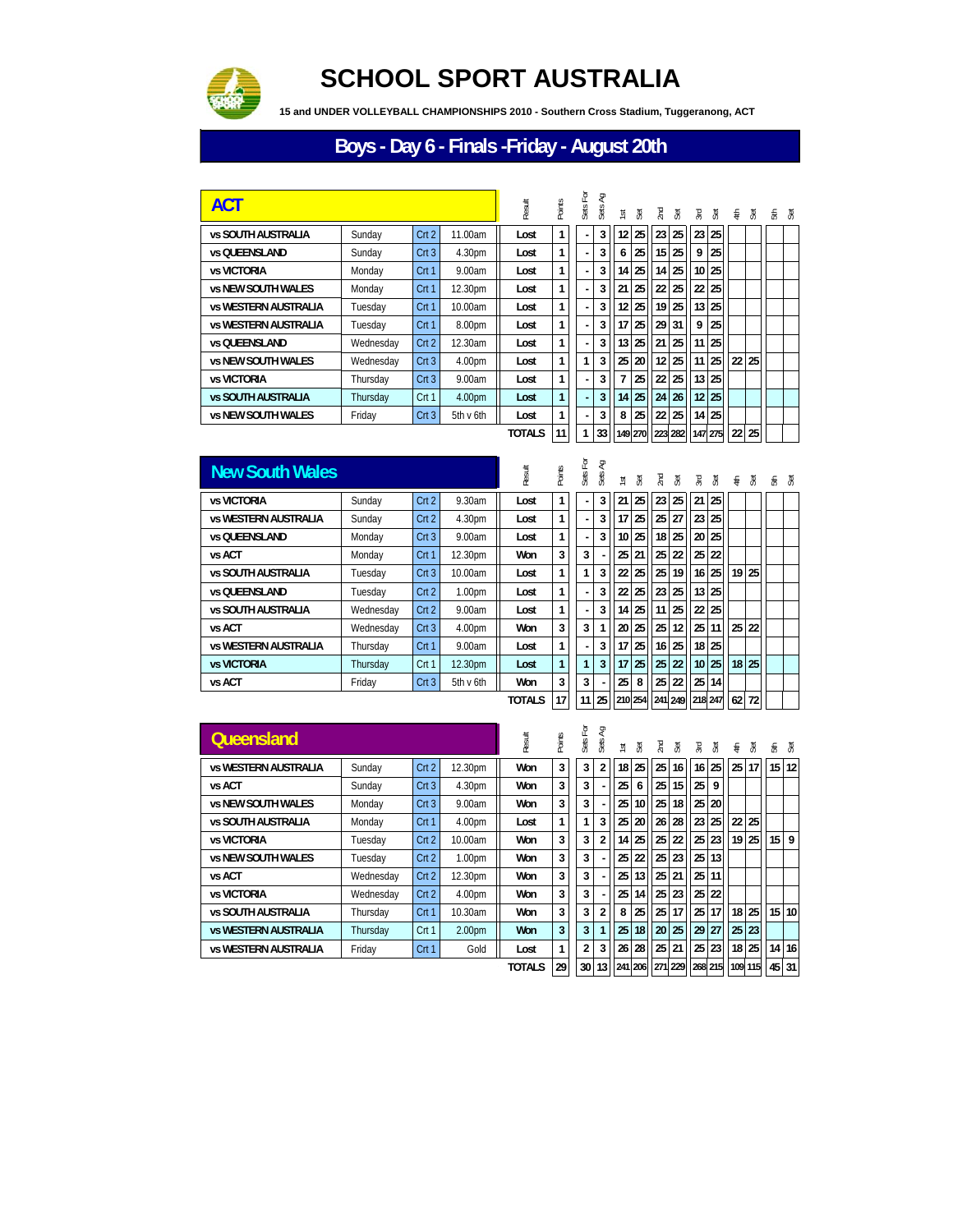# SCHOOL SPORT AUSTRALIA

**15 and UNDER VOLLEYBALL CHAMPIONSHIPS 2010 - Southern Cross Stadium, Tuggeranong, ACT**

## Boys - Day 6 - Finals -Friday - August 20th

### ACT

| ACT | | | | Result | Points | Sets For | Sets Ag | 1st | Set | 2nd | Set | 3rd | Set | 4th | Set | 5th | Set |
|---|---|---|---|---|---|---|---|---|---|---|---|---|---|---|---|---|---|
| vs SOUTH AUSTRALIA | Sunday | Crt 2 | 11.00am | Lost | 1 | - | 3 | 12 | 25 | 23 | 25 | 23 | 25 | | | | |
| vs QUEENSLAND | Sunday | Crt 3 | 4.30pm | Lost | 1 | - | 3 | 6 | 25 | 15 | 25 | 9 | 25 | | | | |
| vs VICTORIA | Monday | Crt 1 | 9.00am | Lost | 1 | - | 3 | 14 | 25 | 14 | 25 | 10 | 25 | | | | |
| vs NEW SOUTH WALES | Monday | Crt 1 | 12.30pm | Lost | 1 | - | 3 | 21 | 25 | 22 | 25 | 22 | 25 | | | | |
| vs WESTERN AUSTRALIA | Tuesday | Crt 1 | 10.00am | Lost | 1 | - | 3 | 12 | 25 | 19 | 25 | 13 | 25 | | | | |
| vs WESTERN AUSTRALIA | Tuesday | Crt 1 | 8.00pm | Lost | 1 | - | 3 | 17 | 25 | 29 | 31 | 9 | 25 | | | | |
| vs QUEENSLAND | Wednesday | Crt 2 | 12.30am | Lost | 1 | - | 3 | 13 | 25 | 21 | 25 | 11 | 25 | | | | |
| vs NEW SOUTH WALES | Wednesday | Crt 3 | 4.00pm | Lost | 1 | 1 | 3 | 25 | 20 | 12 | 25 | 11 | 25 | 22 | 25 | | |
| vs VICTORIA | Thursday | Crt 3 | 9.00am | Lost | 1 | - | 3 | 7 | 25 | 22 | 25 | 13 | 25 | | | | |
| vs SOUTH AUSTRALIA | Thursday | Crt 1 | 4.00pm | Lost | 1 | - | 3 | 14 | 25 | 24 | 26 | 12 | 25 | | | | |
| vs NEW SOUTH WALES | Friday | Crt 3 | 5th v 6th | Lost | 1 | - | 3 | 8 | 25 | 22 | 25 | 14 | 25 | | | | |
| | | | | TOTALS | 11 | 1 | 33 | 149 | 270 | 223 | 282 | 147 | 275 | 22 | 25 | | |

### New South Wales

| New South Wales | | | | Result | Points | Sets For | Sets Ag | 1st | Set | 2nd | Set | 3rd | Set | 4th | Set | 5th | Set |
|---|---|---|---|---|---|---|---|---|---|---|---|---|---|---|---|---|---|
| vs VICTORIA | Sunday | Crt 2 | 9.30am | Lost | 1 | - | 3 | 21 | 25 | 23 | 25 | 21 | 25 | | | | |
| vs WESTERN AUSTRALIA | Sunday | Crt 2 | 4.30pm | Lost | 1 | - | 3 | 17 | 25 | 25 | 27 | 23 | 25 | | | | |
| vs QUEENSLAND | Monday | Crt 3 | 9.00am | Lost | 1 | - | 3 | 10 | 25 | 18 | 25 | 20 | 25 | | | | |
| vs ACT | Monday | Crt 1 | 12.30pm | Won | 3 | 3 | - | 25 | 21 | 25 | 22 | 25 | 22 | | | | |
| vs SOUTH AUSTRALIA | Tuesday | Crt 3 | 10.00am | Lost | 1 | 1 | 3 | 22 | 25 | 25 | 19 | 16 | 25 | 19 | 25 | | |
| vs QUEENSLAND | Tuesday | Crt 2 | 1.00pm | Lost | 1 | - | 3 | 22 | 25 | 23 | 25 | 13 | 25 | | | | |
| vs SOUTH AUSTRALIA | Wednesday | Crt 2 | 9.00am | Lost | 1 | - | 3 | 14 | 25 | 11 | 25 | 22 | 25 | | | | |
| vs ACT | Wednesday | Crt 3 | 4.00pm | Won | 3 | 3 | 1 | 20 | 25 | 25 | 12 | 25 | 11 | 25 | 22 | | |
| vs WESTERN AUSTRALIA | Thursday | Crt 1 | 9.00am | Lost | 1 | - | 3 | 17 | 25 | 16 | 25 | 18 | 25 | | | | |
| vs VICTORIA | Thursday | Crt 1 | 12.30pm | Lost | 1 | 1 | 3 | 17 | 25 | 25 | 22 | 10 | 25 | 18 | 25 | | |
| vs ACT | Friday | Crt 3 | 5th v 6th | Won | 3 | 3 | - | 25 | 8 | 25 | 22 | 25 | 14 | | | | |
| | | | | TOTALS | 17 | 11 | 25 | 210 | 254 | 241 | 249 | 218 | 247 | 62 | 72 | | |

### Queensland

| Queensland | | | | Result | Points | Sets For | Sets Ag | 1st | Set | 2nd | Set | 3rd | Set | 4th | Set | 5th | Set |
|---|---|---|---|---|---|---|---|---|---|---|---|---|---|---|---|---|---|
| vs WESTERN AUSTRALIA | Sunday | Crt 2 | 12.30pm | Won | 3 | 3 | 2 | 18 | 25 | 25 | 16 | 16 | 25 | 25 | 17 | 15 | 12 |
| vs ACT | Sunday | Crt 3 | 4.30pm | Won | 3 | 3 | - | 25 | 6 | 25 | 15 | 25 | 9 | | | | |
| vs NEW SOUTH WALES | Monday | Crt 3 | 9.00am | Won | 3 | 3 | - | 25 | 10 | 25 | 18 | 25 | 20 | | | | |
| vs SOUTH AUSTRALIA | Monday | Crt 1 | 4.00pm | Lost | 1 | 1 | 3 | 25 | 20 | 26 | 28 | 23 | 25 | 22 | 25 | | |
| vs VICTORIA | Tuesday | Crt 2 | 10.00am | Won | 3 | 3 | 2 | 14 | 25 | 25 | 22 | 25 | 23 | 19 | 25 | 15 | 9 |
| vs NEW SOUTH WALES | Tuesday | Crt 2 | 1.00pm | Won | 3 | 3 | - | 25 | 22 | 25 | 23 | 25 | 13 | | | | |
| vs ACT | Wednesday | Crt 2 | 12.30pm | Won | 3 | 3 | - | 25 | 13 | 25 | 21 | 25 | 11 | | | | |
| vs VICTORIA | Wednesday | Crt 2 | 4.00pm | Won | 3 | 3 | - | 25 | 14 | 25 | 23 | 25 | 22 | | | | |
| vs SOUTH AUSTRALIA | Thursday | Crt 1 | 10.30am | Won | 3 | 3 | 2 | 8 | 25 | 25 | 17 | 25 | 17 | 18 | 25 | 15 | 10 |
| vs WESTERN AUSTRALIA | Thursday | Crt 1 | 2.00pm | Won | 3 | 3 | 1 | 25 | 18 | 20 | 25 | 29 | 27 | 25 | 23 | | |
| vs WESTERN AUSTRALIA | Friday | Crt 1 | Gold | Lost | 1 | 2 | 3 | 26 | 28 | 25 | 21 | 25 | 23 | 18 | 25 | 14 | 16 |
| | | | | TOTALS | 29 | 30 | 13 | 241 | 206 | 271 | 229 | 268 | 215 | 109 | 115 | 45 | 31 |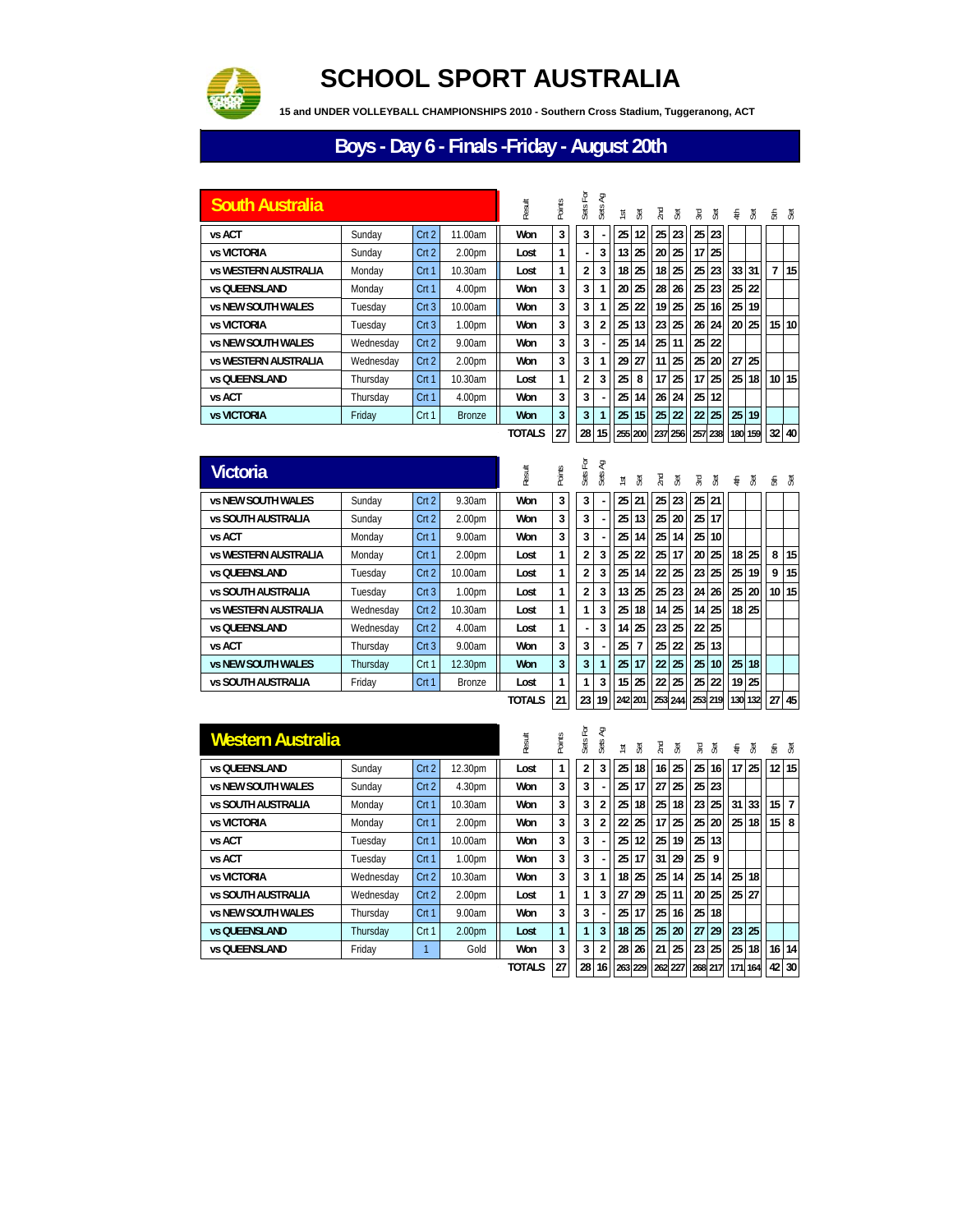# SCHOOL SPORT AUSTRALIA

**15 and UNDER VOLLEYBALL CHAMPIONSHIPS 2010 - Southern Cross Stadium, Tuggeranong, ACT**

## Boys - Day 6 - Finals -Friday - August 20th

| South Australia | | | | Result | Points | Sets For | Sets Ag | 1st | Set | 2nd | Set | 3rd | Set | 4th | Set | 5th | Set |
|---|---|---|---|---|---|---|---|---|---|---|---|---|---|---|---|---|---|
| vs ACT | Sunday | Crt 2 | 11.00am | Won | 3 | 3 | - | 25 | 12 | 25 | 23 | 25 | 23 | | | | |
| vs VICTORIA | Sunday | Crt 2 | 2.00pm | Lost | 1 | - | 3 | 13 | 25 | 20 | 25 | 17 | 25 | | | | |
| vs WESTERN AUSTRALIA | Monday | Crt 1 | 10.30am | Lost | 1 | 2 | 3 | 18 | 25 | 18 | 25 | 25 | 23 | 33 | 31 | 7 | 15 |
| vs QUEENSLAND | Monday | Crt 1 | 4.00pm | Won | 3 | 3 | 1 | 20 | 25 | 28 | 26 | 25 | 23 | 25 | 22 | | |
| vs NEW SOUTH WALES | Tuesday | Crt 3 | 10.00am | Won | 3 | 3 | 1 | 25 | 22 | 19 | 25 | 25 | 16 | 25 | 19 | | |
| vs VICTORIA | Tuesday | Crt 3 | 1.00pm | Won | 3 | 3 | 2 | 25 | 13 | 23 | 25 | 26 | 24 | 20 | 25 | 15 | 10 |
| vs NEW SOUTH WALES | Wednesday | Crt 2 | 9.00am | Won | 3 | 3 | - | 25 | 14 | 25 | 11 | 25 | 22 | | | | |
| vs WESTERN AUSTRALIA | Wednesday | Crt 2 | 2.00pm | Won | 3 | 3 | 1 | 29 | 27 | 11 | 25 | 25 | 20 | 27 | 25 | | |
| vs QUEENSLAND | Thursday | Crt 1 | 10.30am | Lost | 1 | 2 | 3 | 25 | 8 | 17 | 25 | 17 | 25 | 25 | 18 | 10 | 15 |
| vs ACT | Thursday | Crt 1 | 4.00pm | Won | 3 | 3 | - | 25 | 14 | 26 | 24 | 25 | 12 | | | | |
| vs VICTORIA | Friday | Crt 1 | Bronze | Won | 3 | 3 | 1 | 25 | 15 | 25 | 22 | 22 | 25 | 25 | 19 | | |
| | | | | TOTALS | 27 | 28 | 15 | 255 | 200 | 237 | 256 | 257 | 238 | 180 | 159 | 32 | 40 |

| Victoria | | | | Result | Points | Sets For | Sets Ag | 1st | Set | 2nd | Set | 3rd | Set | 4th | Set | 5th | Set |
|---|---|---|---|---|---|---|---|---|---|---|---|---|---|---|---|---|---|
| vs NEW SOUTH WALES | Sunday | Crt 2 | 9.30am | Won | 3 | 3 | - | 25 | 21 | 25 | 23 | 25 | 21 | | | | |
| vs SOUTH AUSTRALIA | Sunday | Crt 2 | 2.00pm | Won | 3 | 3 | - | 25 | 13 | 25 | 20 | 25 | 17 | | | | |
| vs ACT | Monday | Crt 1 | 9.00am | Won | 3 | 3 | - | 25 | 14 | 25 | 14 | 25 | 10 | | | | |
| vs WESTERN AUSTRALIA | Monday | Crt 1 | 2.00pm | Lost | 1 | 2 | 3 | 25 | 22 | 25 | 17 | 20 | 25 | 18 | 25 | 8 | 15 |
| vs QUEENSLAND | Tuesday | Crt 2 | 10.00am | Lost | 1 | 2 | 3 | 25 | 14 | 22 | 25 | 23 | 25 | 25 | 19 | 9 | 15 |
| vs SOUTH AUSTRALIA | Tuesday | Crt 3 | 1.00pm | Lost | 1 | 2 | 3 | 13 | 25 | 25 | 23 | 24 | 26 | 25 | 20 | 10 | 15 |
| vs WESTERN AUSTRALIA | Wednesday | Crt 2 | 10.30am | Lost | 1 | 1 | 3 | 25 | 18 | 14 | 25 | 14 | 25 | 18 | 25 | | |
| vs QUEENSLAND | Wednesday | Crt 2 | 4.00am | Lost | 1 | - | 3 | 14 | 25 | 23 | 25 | 22 | 25 | | | | |
| vs ACT | Thursday | Crt 3 | 9.00am | Won | 3 | 3 | - | 25 | 7 | 25 | 22 | 25 | 13 | | | | |
| vs NEW SOUTH WALES | Thursday | Crt 1 | 12.30pm | Won | 3 | 3 | 1 | 25 | 17 | 22 | 25 | 25 | 10 | 25 | 18 | | |
| vs SOUTH AUSTRALIA | Friday | Crt 1 | Bronze | Lost | 1 | 1 | 3 | 15 | 25 | 22 | 25 | 25 | 22 | 19 | 25 | | |
| | | | | TOTALS | 21 | 23 | 19 | 242 | 201 | 253 | 244 | 253 | 219 | 130 | 132 | 27 | 45 |

| Western Australia | | | | Result | Points | Sets For | Sets Ag | 1st | Set | 2nd | Set | 3rd | Set | 4th | Set | 5th | Set |
|---|---|---|---|---|---|---|---|---|---|---|---|---|---|---|---|---|---|
| vs QUEENSLAND | Sunday | Crt 2 | 12.30pm | Lost | 1 | 2 | 3 | 25 | 18 | 16 | 25 | 25 | 16 | 17 | 25 | 12 | 15 |
| vs NEW SOUTH WALES | Sunday | Crt 2 | 4.30pm | Won | 3 | 3 | - | 25 | 17 | 27 | 25 | 25 | 23 | | | | |
| vs SOUTH AUSTRALIA | Monday | Crt 1 | 10.30am | Won | 3 | 3 | 2 | 25 | 18 | 25 | 18 | 23 | 25 | 31 | 33 | 15 | 7 |
| vs VICTORIA | Monday | Crt 1 | 2.00pm | Won | 3 | 3 | 2 | 22 | 25 | 17 | 25 | 25 | 20 | 25 | 18 | 15 | 8 |
| vs ACT | Tuesday | Crt 1 | 10.00am | Won | 3 | 3 | - | 25 | 12 | 25 | 19 | 25 | 13 | | | | |
| vs ACT | Tuesday | Crt 1 | 1.00pm | Won | 3 | 3 | - | 25 | 17 | 31 | 29 | 25 | 9 | | | | |
| vs VICTORIA | Wednesday | Crt 2 | 10.30am | Won | 3 | 3 | 1 | 18 | 25 | 25 | 14 | 25 | 14 | 25 | 18 | | |
| vs SOUTH AUSTRALIA | Wednesday | Crt 2 | 2.00pm | Lost | 1 | 1 | 3 | 27 | 29 | 25 | 11 | 20 | 25 | 25 | 27 | | |
| vs NEW SOUTH WALES | Thursday | Crt 1 | 9.00am | Won | 3 | 3 | - | 25 | 17 | 25 | 16 | 25 | 18 | | | | |
| vs QUEENSLAND | Thursday | Crt 1 | 2.00pm | Lost | 1 | 1 | 3 | 18 | 25 | 25 | 20 | 27 | 29 | 23 | 25 | | |
| vs QUEENSLAND | Friday | 1 | Gold | Won | 3 | 3 | 2 | 28 | 26 | 21 | 25 | 23 | 25 | 25 | 18 | 16 | 14 |
| | | | | TOTALS | 27 | 28 | 16 | 263 | 229 | 262 | 227 | 268 | 217 | 171 | 164 | 42 | 30 |